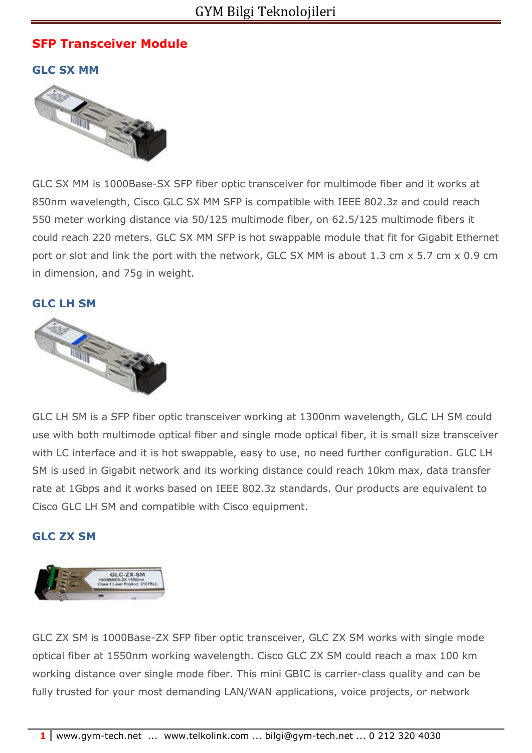# SFP Transceiver Module

## GLC SX MM

GLC SX MM is 1000Base-SX SFP fiber optic transceiver for multimode fiber and it works at 850nm wavelength, Cisco GLC SX MM SFP is compatible with IEEE 802.3z and could reach 550 meter working distance via 50/125 multimode fiber, on 62.5/125 multimode fibers it could reach 220 meters. GLC SX MM SFP is hot swappable module that fit for Gigabit Ethernet port or slot and link the port with the network, GLC SX MM is about 1.3 cm x 5.7 cm x 0.9 cm in dimension, and 75g in weight.

## GLC LH SM

GLC LH SM is a SFP fiber optic transceiver working at 1300nm wavelength, GLC LH SM could use with both multimode optical fiber and single mode optical fiber, it is small size transceiver with LC interface and it is hot swappable, easy to use, no need further configuration. GLC LH SM is used in Gigabit network and its working distance could reach 10km max, data transfer rate at 1Gbps and it works based on IEEE 802.3z standards. Our products are equivalent to Cisco GLC LH SM and compatible with Cisco equipment.

## GLC ZX SM

GLC ZX SM is 1000Base-ZX SFP fiber optic transceiver, GLC ZX SM works with single mode optical fiber at 1550nm working wavelength. Cisco GLC ZX SM could reach a max 100 km working distance over single mode fiber. This mini GBIC is carrier-class quality and can be fully trusted for your most demanding LAN/WAN applications, voice projects, or network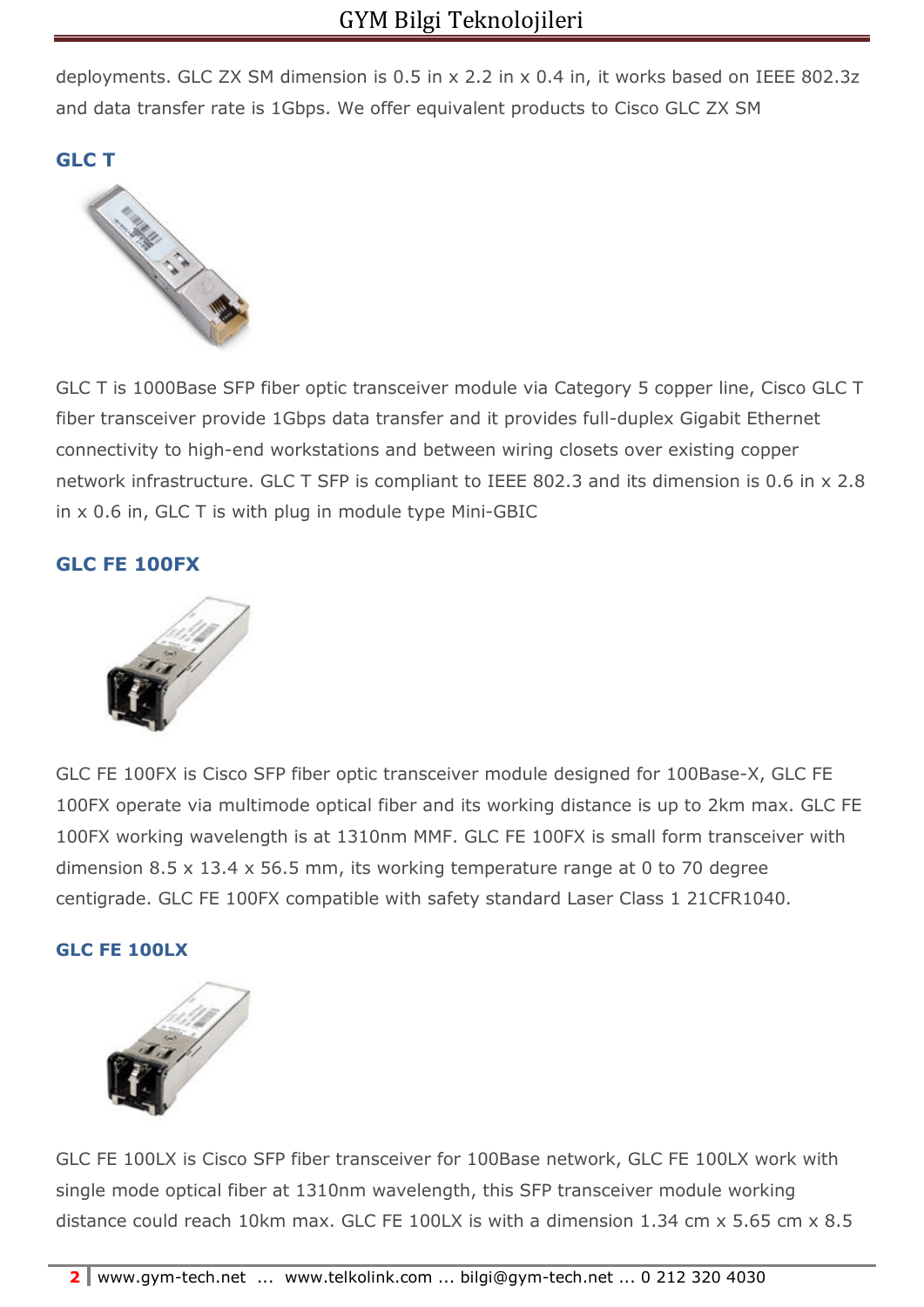deployments. GLC ZX SM dimension is 0.5 in x 2.2 in x 0.4 in, it works based on IEEE 802.3z and data transfer rate is 1Gbps. We offer equivalent products to Cisco GLC ZX SM

### GLC T

GLC T is 1000Base SFP fiber optic transceiver module via Category 5 copper line, Cisco GLC T fiber transceiver provide 1Gbps data transfer and it provides full-duplex Gigabit Ethernet connectivity to high-end workstations and between wiring closets over existing copper network infrastructure. GLC T SFP is compliant to IEEE 802.3 and its dimension is 0.6 in x 2.8 in x 0.6 in, GLC T is with plug in module type Mini-GBIC

### GLC FE 100FX

GLC FE 100FX is Cisco SFP fiber optic transceiver module designed for 100Base-X, GLC FE 100FX operate via multimode optical fiber and its working distance is up to 2km max. GLC FE 100FX working wavelength is at 1310nm MMF. GLC FE 100FX is small form transceiver with dimension 8.5 x 13.4 x 56.5 mm, its working temperature range at 0 to 70 degree centigrade. GLC FE 100FX compatible with safety standard Laser Class 1 21CFR1040.

### GLC FE 100LX

GLC FE 100LX is Cisco SFP fiber transceiver for 100Base network, GLC FE 100LX work with single mode optical fiber at 1310nm wavelength, this SFP transceiver module working distance could reach 10km max. GLC FE 100LX is with a dimension 1.34 cm x 5.65 cm x 8.5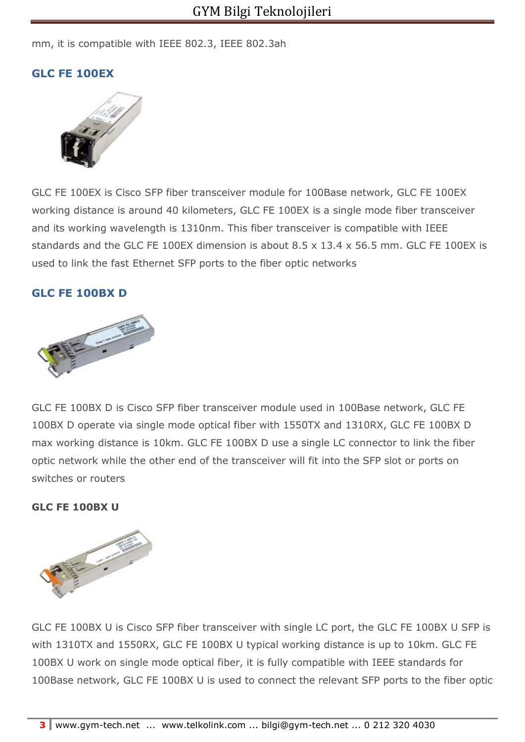mm, it is compatible with IEEE 802.3, IEEE 802.3ah

### GLC FE 100EX

GLC FE 100EX is Cisco SFP fiber transceiver module for 100Base network, GLC FE 100EX working distance is around 40 kilometers, GLC FE 100EX is a single mode fiber transceiver and its working wavelength is 1310nm. This fiber transceiver is compatible with IEEE standards and the GLC FE 100EX dimension is about 8.5 x 13.4 x 56.5 mm. GLC FE 100EX is used to link the fast Ethernet SFP ports to the fiber optic networks

### GLC FE 100BX D

GLC FE 100BX D is Cisco SFP fiber transceiver module used in 100Base network, GLC FE 100BX D operate via single mode optical fiber with 1550TX and 1310RX, GLC FE 100BX D max working distance is 10km. GLC FE 100BX D use a single LC connector to link the fiber optic network while the other end of the transceiver will fit into the SFP slot or ports on switches or routers

### GLC FE 100BX U

GLC FE 100BX U is Cisco SFP fiber transceiver with single LC port, the GLC FE 100BX U SFP is with 1310TX and 1550RX, GLC FE 100BX U typical working distance is up to 10km. GLC FE 100BX U work on single mode optical fiber, it is fully compatible with IEEE standards for 100Base network, GLC FE 100BX U is used to connect the relevant SFP ports to the fiber optic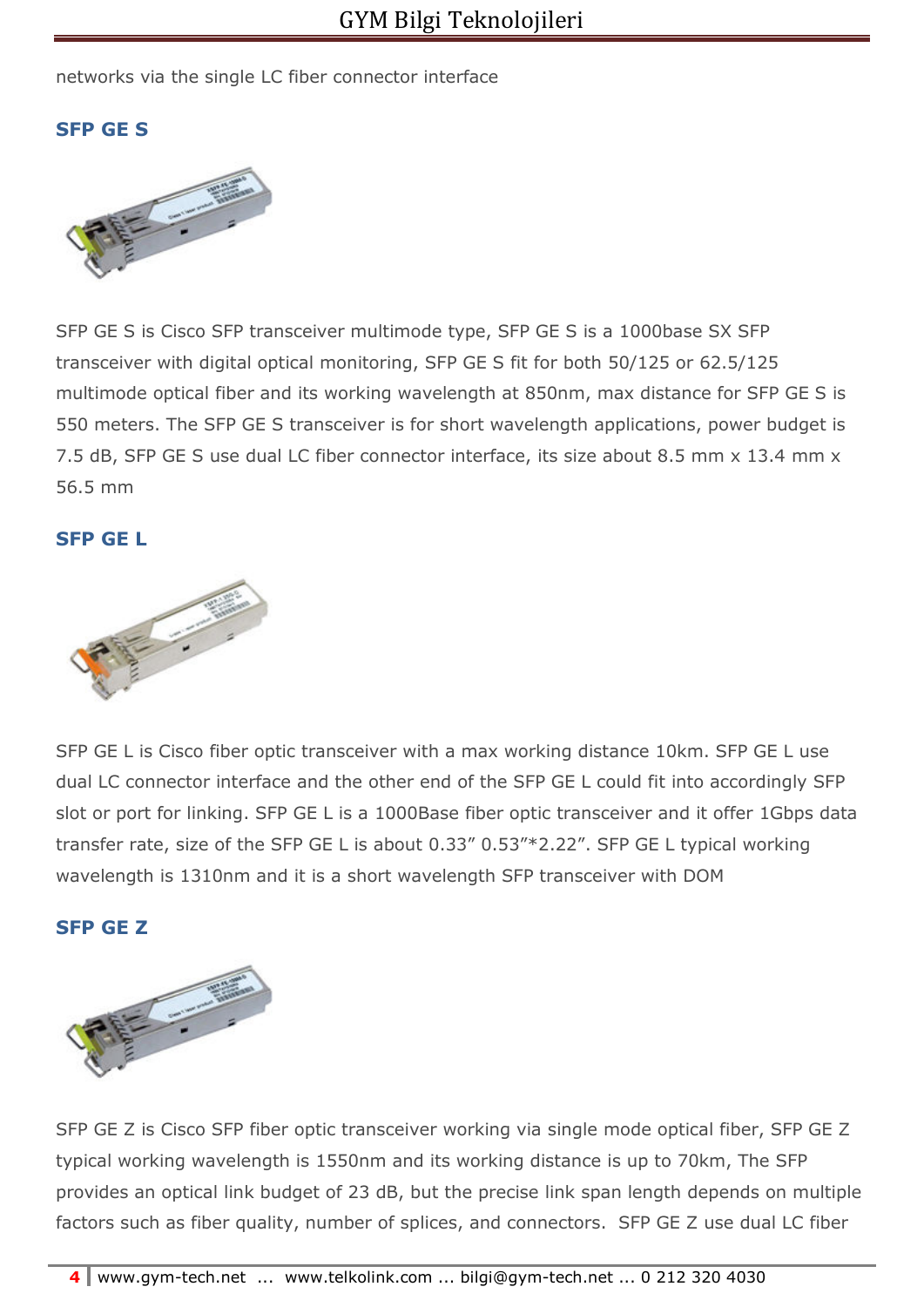networks via the single LC fiber connector interface

### SFP GE S

SFP GE S is Cisco SFP transceiver multimode type, SFP GE S is a 1000base SX SFP transceiver with digital optical monitoring, SFP GE S fit for both 50/125 or 62.5/125 multimode optical fiber and its working wavelength at 850nm, max distance for SFP GE S is 550 meters. The SFP GE S transceiver is for short wavelength applications, power budget is 7.5 dB, SFP GE S use dual LC fiber connector interface, its size about 8.5 mm x 13.4 mm x 56.5 mm

### SFP GE L

SFP GE L is Cisco fiber optic transceiver with a max working distance 10km. SFP GE L use dual LC connector interface and the other end of the SFP GE L could fit into accordingly SFP slot or port for linking. SFP GE L is a 1000Base fiber optic transceiver and it offer 1Gbps data transfer rate, size of the SFP GE L is about 0.33” 0.53”*2.22”. SFP GE L typical working wavelength is 1310nm and it is a short wavelength SFP transceiver with DOM

### SFP GE Z

SFP GE Z is Cisco SFP fiber optic transceiver working via single mode optical fiber, SFP GE Z typical working wavelength is 1550nm and its working distance is up to 70km, The SFP provides an optical link budget of 23 dB, but the precise link span length depends on multiple factors such as fiber quality, number of splices, and connectors. SFP GE Z use dual LC fiber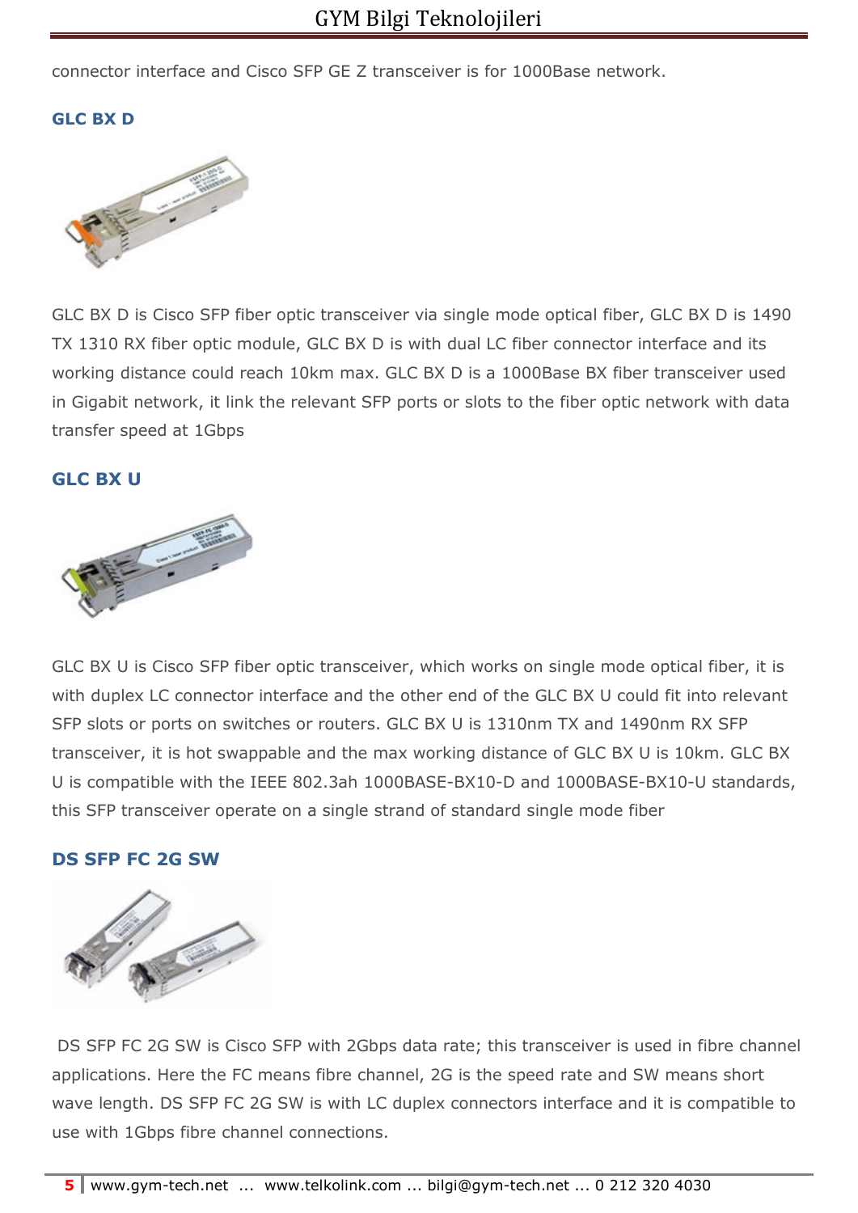connector interface and Cisco SFP GE Z transceiver is for 1000Base network.

### GLC BX D

GLC BX D is Cisco SFP fiber optic transceiver via single mode optical fiber, GLC BX D is 1490 TX 1310 RX fiber optic module, GLC BX D is with dual LC fiber connector interface and its working distance could reach 10km max. GLC BX D is a 1000Base BX fiber transceiver used in Gigabit network, it link the relevant SFP ports or slots to the fiber optic network with data transfer speed at 1Gbps

### GLC BX U

GLC BX U is Cisco SFP fiber optic transceiver, which works on single mode optical fiber, it is with duplex LC connector interface and the other end of the GLC BX U could fit into relevant SFP slots or ports on switches or routers. GLC BX U is 1310nm TX and 1490nm RX SFP transceiver, it is hot swappable and the max working distance of GLC BX U is 10km. GLC BX U is compatible with the IEEE 802.3ah 1000BASE-BX10-D and 1000BASE-BX10-U standards, this SFP transceiver operate on a single strand of standard single mode fiber

### DS SFP FC 2G SW

DS SFP FC 2G SW is Cisco SFP with 2Gbps data rate; this transceiver is used in fibre channel applications. Here the FC means fibre channel, 2G is the speed rate and SW means short wave length. DS SFP FC 2G SW is with LC duplex connectors interface and it is compatible to use with 1Gbps fibre channel connections.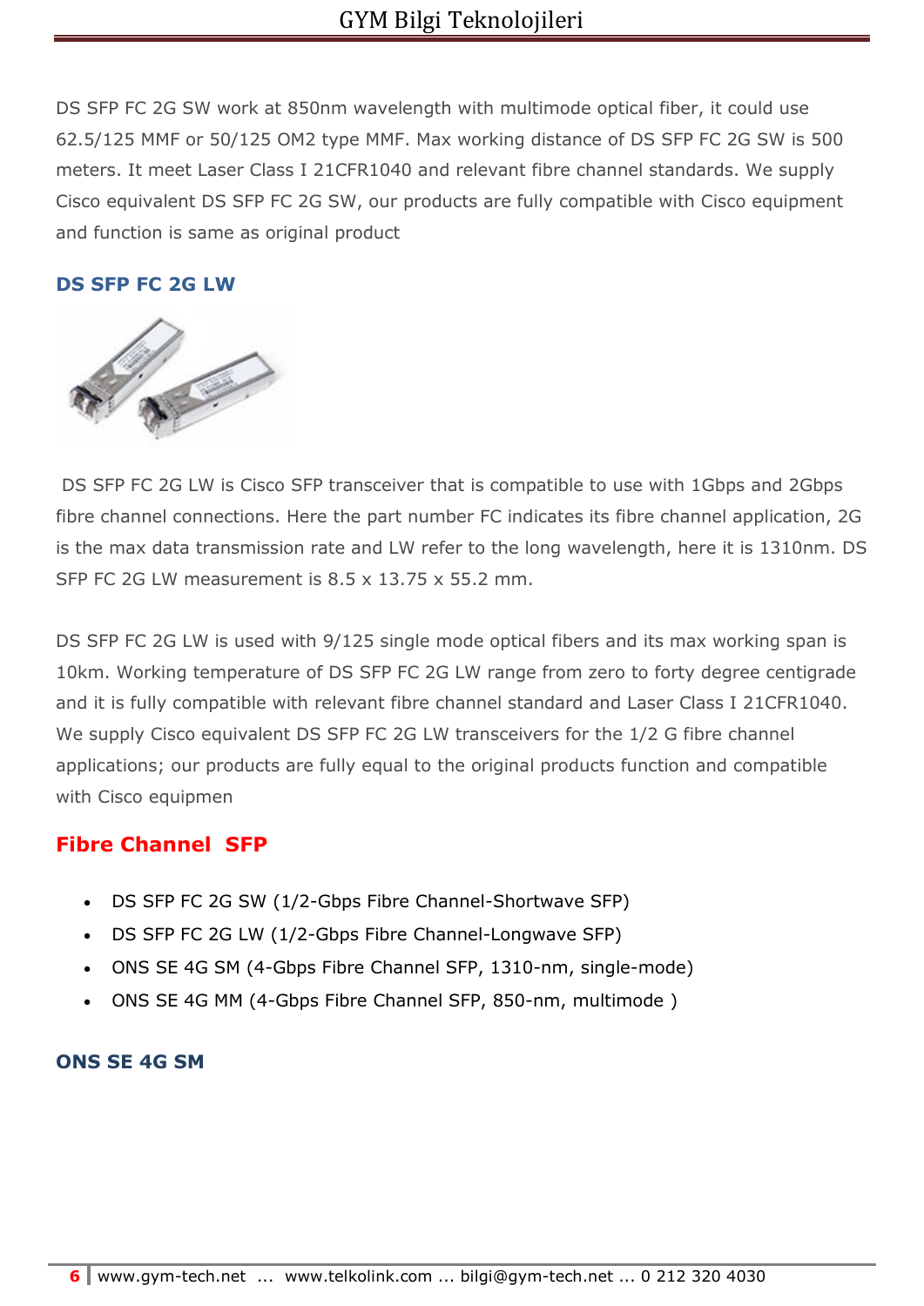DS SFP FC 2G SW work at 850nm wavelength with multimode optical fiber, it could use 62.5/125 MMF or 50/125 OM2 type MMF. Max working distance of DS SFP FC 2G SW is 500 meters. It meet Laser Class I 21CFR1040 and relevant fibre channel standards. We supply Cisco equivalent DS SFP FC 2G SW, our products are fully compatible with Cisco equipment and function is same as original product

### DS SFP FC 2G LW

DS SFP FC 2G LW is Cisco SFP transceiver that is compatible to use with 1Gbps and 2Gbps fibre channel connections. Here the part number FC indicates its fibre channel application, 2G is the max data transmission rate and LW refer to the long wavelength, here it is 1310nm. DS SFP FC 2G LW measurement is 8.5 x 13.75 x 55.2 mm.

DS SFP FC 2G LW is used with 9/125 single mode optical fibers and its max working span is 10km. Working temperature of DS SFP FC 2G LW range from zero to forty degree centigrade and it is fully compatible with relevant fibre channel standard and Laser Class I 21CFR1040. We supply Cisco equivalent DS SFP FC 2G LW transceivers for the 1/2 G fibre channel applications; our products are fully equal to the original products function and compatible with Cisco equipmen

## Fibre Channel SFP

- DS SFP FC 2G SW (1/2-Gbps Fibre Channel-Shortwave SFP)
- DS SFP FC 2G LW (1/2-Gbps Fibre Channel-Longwave SFP)
- ONS SE 4G SM (4-Gbps Fibre Channel SFP, 1310-nm, single-mode)
- ONS SE 4G MM (4-Gbps Fibre Channel SFP, 850-nm, multimode )

### ONS SE 4G SM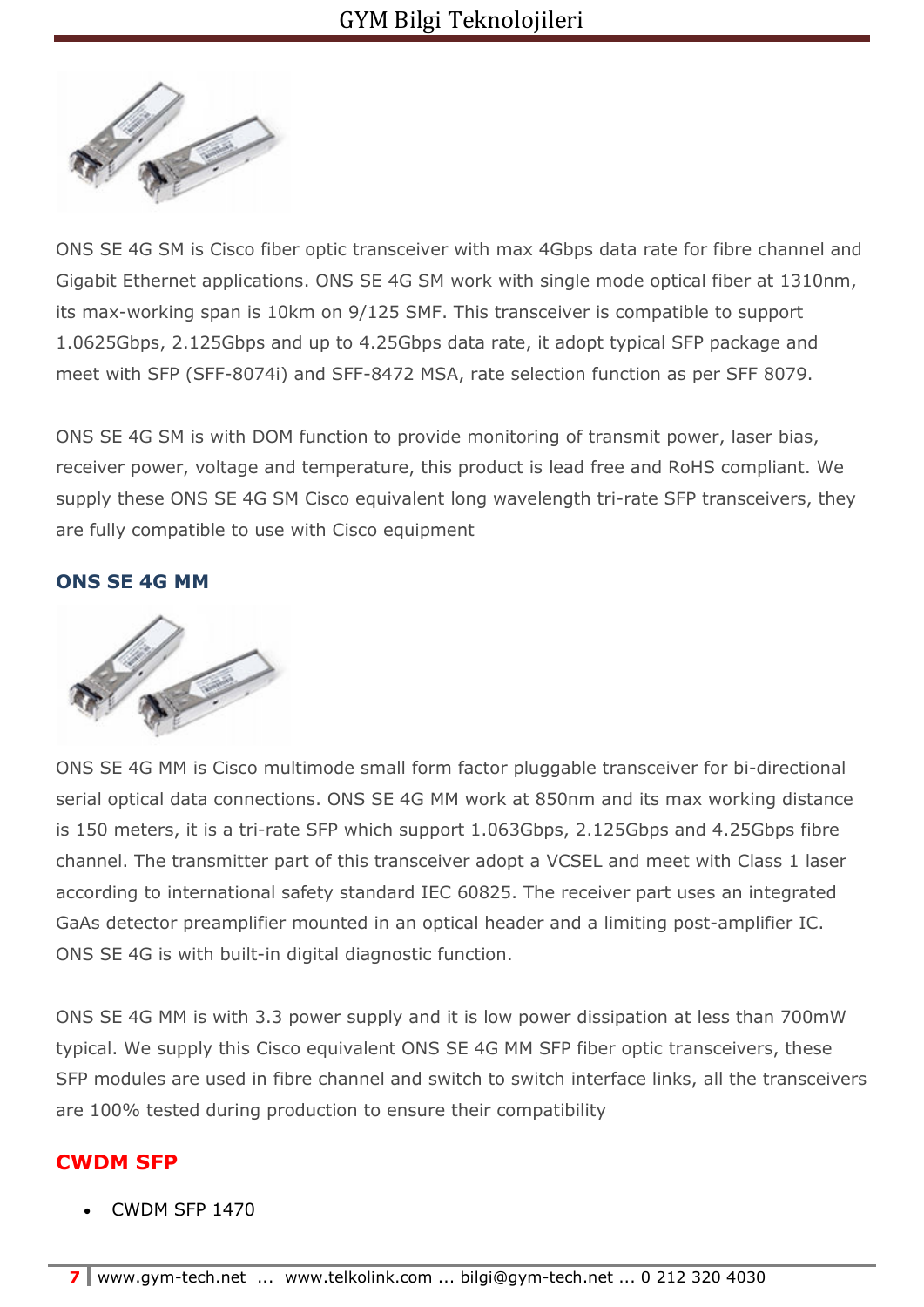ONS SE 4G SM is Cisco fiber optic transceiver with max 4Gbps data rate for fibre channel and Gigabit Ethernet applications. ONS SE 4G SM work with single mode optical fiber at 1310nm, its max-working span is 10km on 9/125 SMF. This transceiver is compatible to support 1.0625Gbps, 2.125Gbps and up to 4.25Gbps data rate, it adopt typical SFP package and meet with SFP (SFF-8074i) and SFF-8472 MSA, rate selection function as per SFF 8079.

ONS SE 4G SM is with DOM function to provide monitoring of transmit power, laser bias, receiver power, voltage and temperature, this product is lead free and RoHS compliant. We supply these ONS SE 4G SM Cisco equivalent long wavelength tri-rate SFP transceivers, they are fully compatible to use with Cisco equipment

### ONS SE 4G MM

ONS SE 4G MM is Cisco multimode small form factor pluggable transceiver for bi-directional serial optical data connections. ONS SE 4G MM work at 850nm and its max working distance is 150 meters, it is a tri-rate SFP which support 1.063Gbps, 2.125Gbps and 4.25Gbps fibre channel. The transmitter part of this transceiver adopt a VCSEL and meet with Class 1 laser according to international safety standard IEC 60825. The receiver part uses an integrated GaAs detector preamplifier mounted in an optical header and a limiting post-amplifier IC. ONS SE 4G is with built-in digital diagnostic function.

ONS SE 4G MM is with 3.3 power supply and it is low power dissipation at less than 700mW typical. We supply this Cisco equivalent ONS SE 4G MM SFP fiber optic transceivers, these SFP modules are used in fibre channel and switch to switch interface links, all the transceivers are 100% tested during production to ensure their compatibility

## CWDM SFP

- CWDM SFP 1470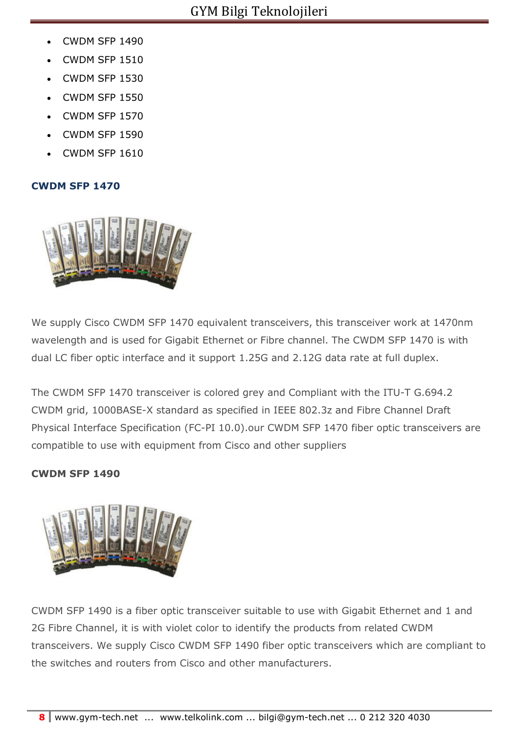- CWDM SFP 1490
- CWDM SFP 1510
- CWDM SFP 1530
- CWDM SFP 1550
- CWDM SFP 1570
- CWDM SFP 1590
- CWDM SFP 1610

### CWDM SFP 1470

We supply Cisco CWDM SFP 1470 equivalent transceivers, this transceiver work at 1470nm wavelength and is used for Gigabit Ethernet or Fibre channel. The CWDM SFP 1470 is with dual LC fiber optic interface and it support 1.25G and 2.12G data rate at full duplex.

The CWDM SFP 1470 transceiver is colored grey and Compliant with the ITU-T G.694.2 CWDM grid, 1000BASE-X standard as specified in IEEE 802.3z and Fibre Channel Draft Physical Interface Specification (FC-PI 10.0).our CWDM SFP 1470 fiber optic transceivers are compatible to use with equipment from Cisco and other suppliers

### CWDM SFP 1490

CWDM SFP 1490 is a fiber optic transceiver suitable to use with Gigabit Ethernet and 1 and 2G Fibre Channel, it is with violet color to identify the products from related CWDM transceivers. We supply Cisco CWDM SFP 1490 fiber optic transceivers which are compliant to the switches and routers from Cisco and other manufacturers.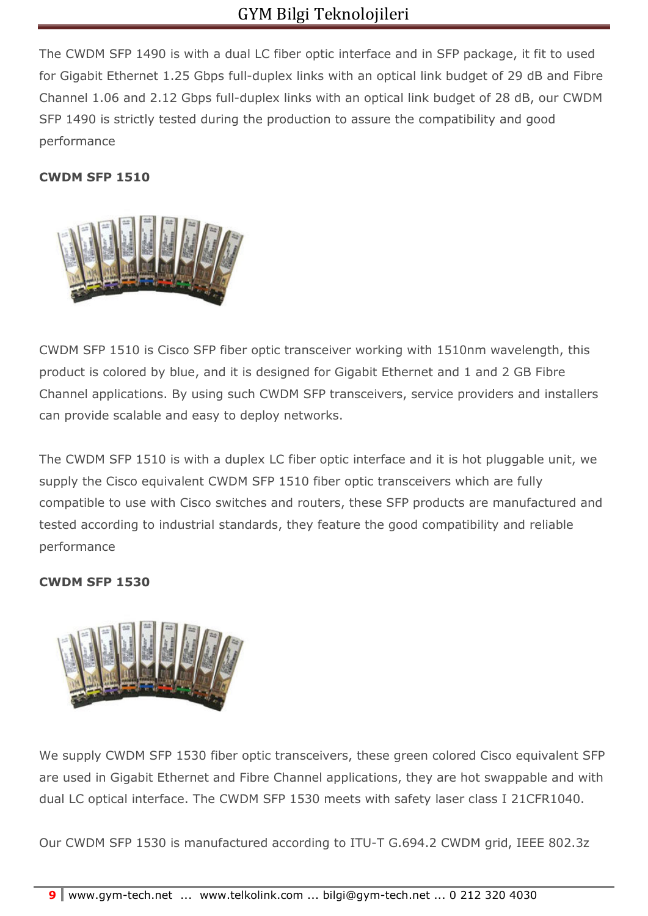The CWDM SFP 1490 is with a dual LC fiber optic interface and in SFP package, it fit to used for Gigabit Ethernet 1.25 Gbps full-duplex links with an optical link budget of 29 dB and Fibre Channel 1.06 and 2.12 Gbps full-duplex links with an optical link budget of 28 dB, our CWDM SFP 1490 is strictly tested during the production to assure the compatibility and good performance

**CWDM SFP 1510**

CWDM SFP 1510 is Cisco SFP fiber optic transceiver working with 1510nm wavelength, this product is colored by blue, and it is designed for Gigabit Ethernet and 1 and 2 GB Fibre Channel applications. By using such CWDM SFP transceivers, service providers and installers can provide scalable and easy to deploy networks.

The CWDM SFP 1510 is with a duplex LC fiber optic interface and it is hot pluggable unit, we supply the Cisco equivalent CWDM SFP 1510 fiber optic transceivers which are fully compatible to use with Cisco switches and routers, these SFP products are manufactured and tested according to industrial standards, they feature the good compatibility and reliable performance

**CWDM SFP 1530**

We supply CWDM SFP 1530 fiber optic transceivers, these green colored Cisco equivalent SFP are used in Gigabit Ethernet and Fibre Channel applications, they are hot swappable and with dual LC optical interface. The CWDM SFP 1530 meets with safety laser class I 21CFR1040.

Our CWDM SFP 1530 is manufactured according to ITU-T G.694.2 CWDM grid, IEEE 802.3z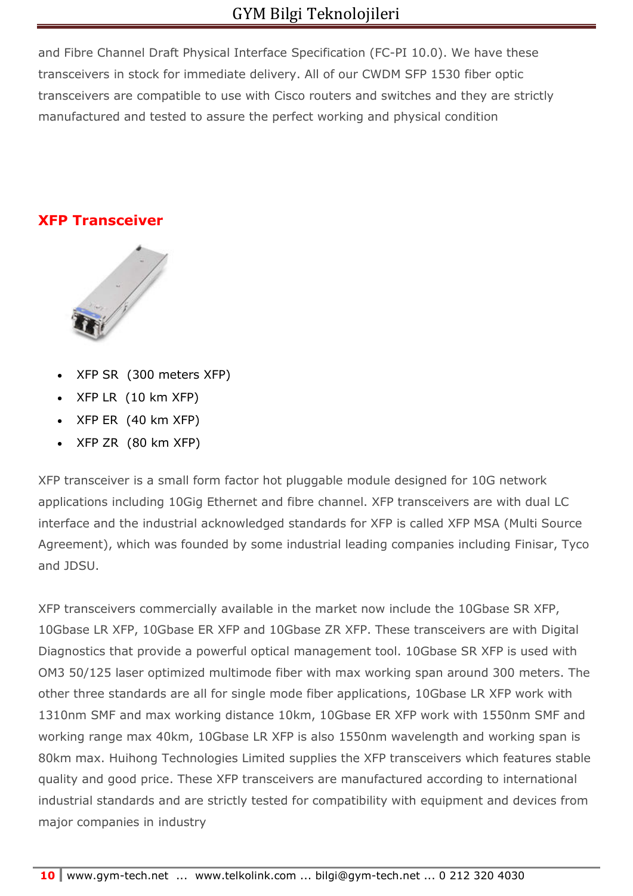and Fibre Channel Draft Physical Interface Specification (FC-PI 10.0). We have these transceivers in stock for immediate delivery. All of our CWDM SFP 1530 fiber optic transceivers are compatible to use with Cisco routers and switches and they are strictly manufactured and tested to assure the perfect working and physical condition

## XFP Transceiver

- XFP SR (300 meters XFP)
- XFP LR (10 km XFP)
- XFP ER (40 km XFP)
- XFP ZR (80 km XFP)

XFP transceiver is a small form factor hot pluggable module designed for 10G network applications including 10Gig Ethernet and fibre channel. XFP transceivers are with dual LC interface and the industrial acknowledged standards for XFP is called XFP MSA (Multi Source Agreement), which was founded by some industrial leading companies including Finisar, Tyco and JDSU.

XFP transceivers commercially available in the market now include the 10Gbase SR XFP, 10Gbase LR XFP, 10Gbase ER XFP and 10Gbase ZR XFP. These transceivers are with Digital Diagnostics that provide a powerful optical management tool. 10Gbase SR XFP is used with OM3 50/125 laser optimized multimode fiber with max working span around 300 meters. The other three standards are all for single mode fiber applications, 10Gbase LR XFP work with 1310nm SMF and max working distance 10km, 10Gbase ER XFP work with 1550nm SMF and working range max 40km, 10Gbase LR XFP is also 1550nm wavelength and working span is 80km max. Huihong Technologies Limited supplies the XFP transceivers which features stable quality and good price. These XFP transceivers are manufactured according to international industrial standards and are strictly tested for compatibility with equipment and devices from major companies in industry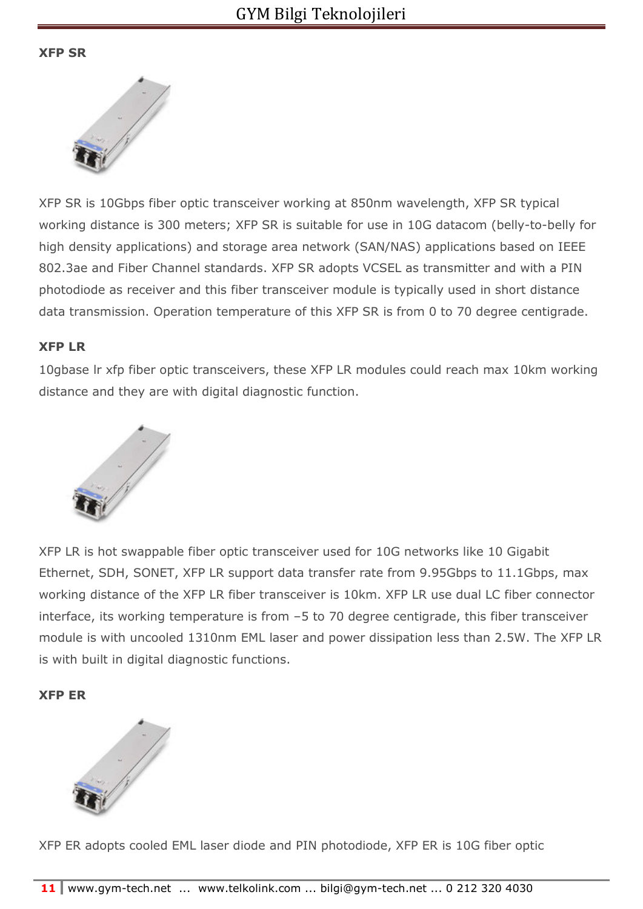**XFP SR**

XFP SR is 10Gbps fiber optic transceiver working at 850nm wavelength, XFP SR typical working distance is 300 meters; XFP SR is suitable for use in 10G datacom (belly-to-belly for high density applications) and storage area network (SAN/NAS) applications based on IEEE 802.3ae and Fiber Channel standards. XFP SR adopts VCSEL as transmitter and with a PIN photodiode as receiver and this fiber transceiver module is typically used in short distance data transmission. Operation temperature of this XFP SR is from 0 to 70 degree centigrade.

**XFP LR**

10gbase lr xfp fiber optic transceivers, these XFP LR modules could reach max 10km working distance and they are with digital diagnostic function.

XFP LR is hot swappable fiber optic transceiver used for 10G networks like 10 Gigabit Ethernet, SDH, SONET, XFP LR support data transfer rate from 9.95Gbps to 11.1Gbps, max working distance of the XFP LR fiber transceiver is 10km. XFP LR use dual LC fiber connector interface, its working temperature is from –5 to 70 degree centigrade, this fiber transceiver module is with uncooled 1310nm EML laser and power dissipation less than 2.5W. The XFP LR is with built in digital diagnostic functions.

**XFP ER**

XFP ER adopts cooled EML laser diode and PIN photodiode, XFP ER is 10G fiber optic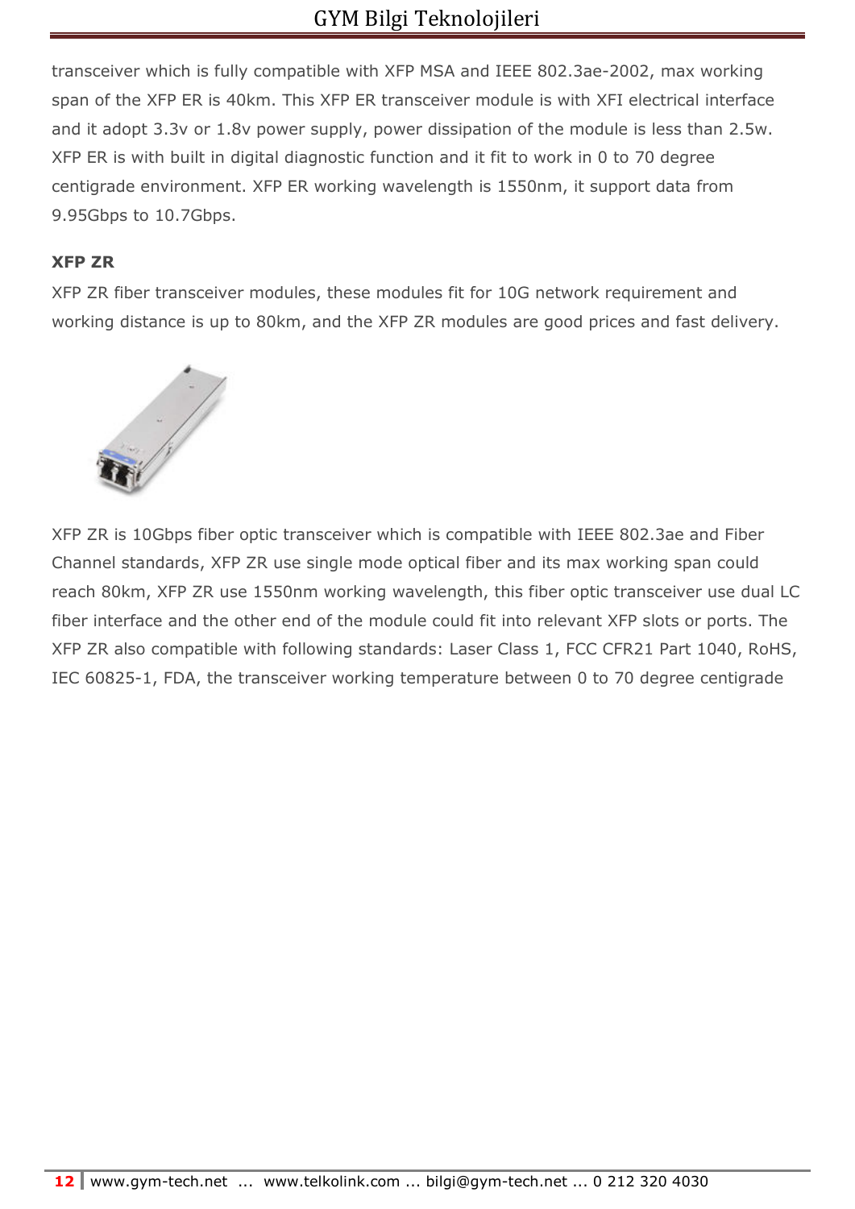transceiver which is fully compatible with XFP MSA and IEEE 802.3ae-2002, max working span of the XFP ER is 40km. This XFP ER transceiver module is with XFI electrical interface and it adopt 3.3v or 1.8v power supply, power dissipation of the module is less than 2.5w. XFP ER is with built in digital diagnostic function and it fit to work in 0 to 70 degree centigrade environment. XFP ER working wavelength is 1550nm, it support data from 9.95Gbps to 10.7Gbps.

**XFP ZR**

XFP ZR fiber transceiver modules, these modules fit for 10G network requirement and working distance is up to 80km, and the XFP ZR modules are good prices and fast delivery.

XFP ZR is 10Gbps fiber optic transceiver which is compatible with IEEE 802.3ae and Fiber Channel standards, XFP ZR use single mode optical fiber and its max working span could reach 80km, XFP ZR use 1550nm working wavelength, this fiber optic transceiver use dual LC fiber interface and the other end of the module could fit into relevant XFP slots or ports. The XFP ZR also compatible with following standards: Laser Class 1, FCC CFR21 Part 1040, RoHS, IEC 60825-1, FDA, the transceiver working temperature between 0 to 70 degree centigrade